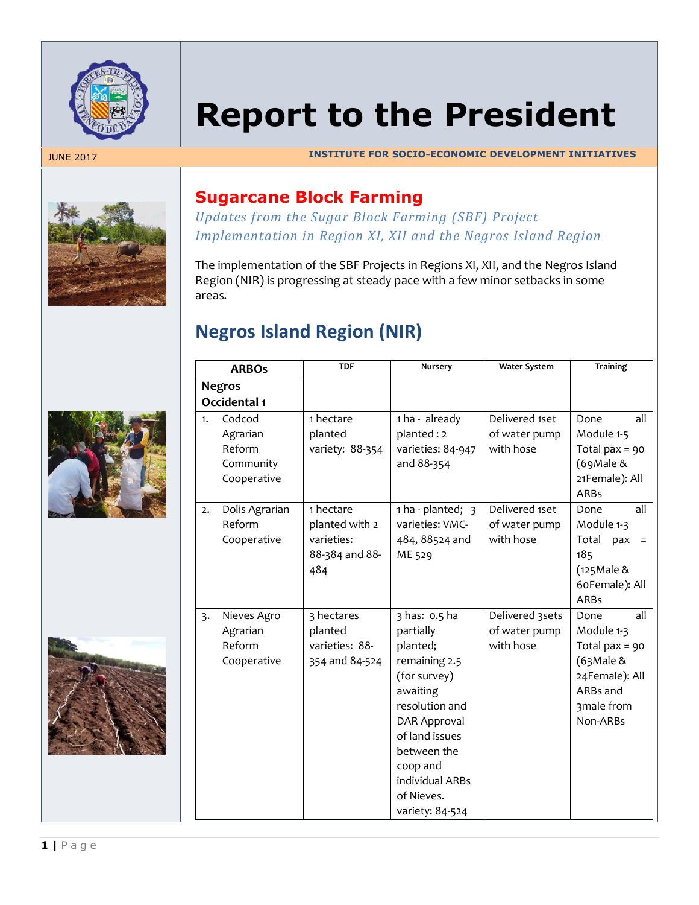# Report to the President

JUNE 2017

**INSTITUTE FOR SOCIO-ECONOMIC DEVELOPMENT INITIATIVES**

## Sugarcane Block Farming

*Updates from the Sugar Block Farming (SBF) Project Implementation in Region XI, XII and the Negros Island Region*

The implementation of the SBF Projects in Regions XI, XII, and the Negros Island Region (NIR) is progressing at steady pace with a few minor setbacks in some areas.

## Negros Island Region (NIR)

| ARBOs | TDF | Nursery | Water System | Training |
|---|---|---|---|---|
| **Negros Occidental 1** | | | | |
| 1. Codcod Agrarian Reform Community Cooperative | 1 hectare planted variety: 88-354 | 1 ha - already planted : 2 varieties: 84-947 and 88-354 | Delivered 1set of water pump with hose | Done all Module 1-5 Total pax = 90 (69Male & 21Female): All ARBs |
| 2. Dolis Agrarian Reform Cooperative | 1 hectare planted with 2 varieties: 88-384 and 88-484 | 1 ha - planted; 3 varieties: VMC-484, 88524 and ME 529 | Delivered 1set of water pump with hose | Done all Module 1-3 Total pax = 185 (125Male & 60Female): All ARBs |
| 3. Nieves Agro Agrarian Reform Cooperative | 3 hectares planted varieties: 88-354 and 84-524 | 3 has: 0.5 ha partially planted; remaining 2.5 (for survey) awaiting resolution and DAR Approval of land issues between the coop and individual ARBs of Nieves. variety: 84-524 | Delivered 3sets of water pump with hose | Done all Module 1-3 Total pax = 90 (63Male & 24Female): All ARBs and 3male from Non-ARBs |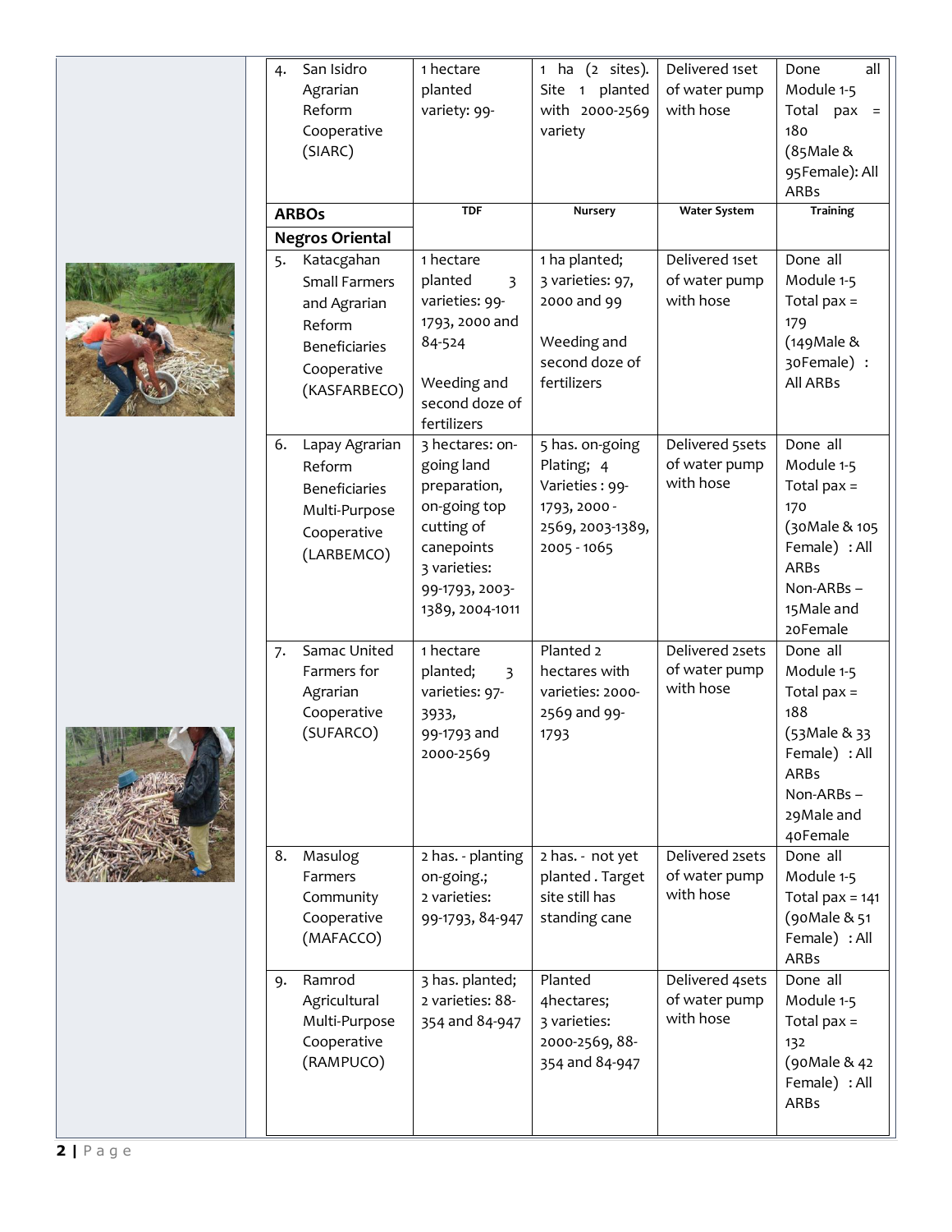| | | | | |
|---|---|---|---|---|
| 4. San Isidro Agrarian Reform Cooperative (SIARC) | 1 hectare planted variety: 99- | 1 ha (2 sites). Site 1 planted with 2000-2569 variety | Delivered 1set of water pump with hose | Done all Module 1-5 Total pax = 180 (85Male & 95Female): All ARBs |
| **ARBOs** | **TDF** | **Nursery** | **Water System** | **Training** |
| **Negros Oriental** | | | | |
| 5. Katacgahan Small Farmers and Agrarian Reform Beneficiaries Cooperative (KASFARBECO) | 1 hectare planted 3 varieties: 99-1793, 2000 and 84-524<br><br>Weeding and second doze of fertilizers | 1 ha planted; 3 varieties: 97, 2000 and 99<br><br>Weeding and second doze of fertilizers | Delivered 1set of water pump with hose | Done all Module 1-5 Total pax = 179 (149Male & 30Female) : All ARBs |
| 6. Lapay Agrarian Reform Beneficiaries Multi-Purpose Cooperative (LARBEMCO) | 3 hectares: on-going land preparation, on-going top cutting of canepoints 3 varieties: 99-1793, 2003-1389, 2004-1011 | 5 has. on-going Plating; 4 Varieties : 99-1793, 2000 - 2569, 2003-1389, 2005 - 1065 | Delivered 5sets of water pump with hose | Done all Module 1-5 Total pax = 170 (30Male & 105 Female) : All ARBs Non-ARBs – 15Male and 20Female |
| 7. Samac United Farmers for Agrarian Cooperative (SUFARCO) | 1 hectare planted; 3 varieties: 97-3933, 99-1793 and 2000-2569 | Planted 2 hectares with varieties: 2000-2569 and 99-1793 | Delivered 2sets of water pump with hose | Done all Module 1-5 Total pax = 188 (53Male & 33 Female) : All ARBs Non-ARBs – 29Male and 40Female |
| 8. Masulog Farmers Community Cooperative (MAFACCO) | 2 has. - planting on-going.; 2 varieties: 99-1793, 84-947 | 2 has. - not yet planted . Target site still has standing cane | Delivered 2sets of water pump with hose | Done all Module 1-5 Total pax = 141 (90Male & 51 Female) : All ARBs |
| 9. Ramrod Agricultural Multi-Purpose Cooperative (RAMPUCO) | 3 has. planted; 2 varieties: 88-354 and 84-947 | Planted 4hectares; 3 varieties: 2000-2569, 88-354 and 84-947 | Delivered 4sets of water pump with hose | Done all Module 1-5 Total pax = 132 (90Male & 42 Female) : All ARBs |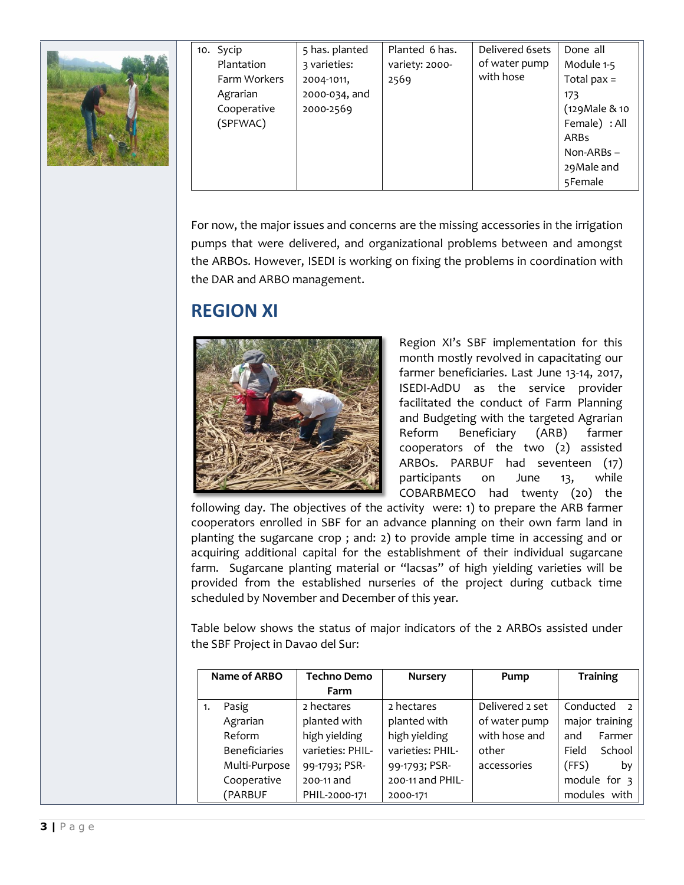| 10. Sycip Plantation Farm Workers Agrarian Cooperative (SPFWAC) | 5 has. planted 3 varieties: 2004-1011, 2000-034, and 2000-2569 | Planted 6 has. variety: 2000-2569 | Delivered 6sets of water pump with hose | Done all Module 1-5 Total pax = 173 (129Male & 10 Female) : All ARBs Non-ARBs – 29Male and 5Female |
|---|---|---|---|---|

For now, the major issues and concerns are the missing accessories in the irrigation pumps that were delivered, and organizational problems between and amongst the ARBOs. However, ISEDI is working on fixing the problems in coordination with the DAR and ARBO management.

## REGION XI

Region XI's SBF implementation for this month mostly revolved in capacitating our farmer beneficiaries. Last June 13-14, 2017, ISEDI-AdDU as the service provider facilitated the conduct of Farm Planning and Budgeting with the targeted Agrarian Reform Beneficiary (ARB) farmer cooperators of the two (2) assisted ARBOs. PARBUF had seventeen (17) participants on June 13, while COBARBMECO had twenty (20) the following day. The objectives of the activity were: 1) to prepare the ARB farmer cooperators enrolled in SBF for an advance planning on their own farm land in planting the sugarcane crop ; and: 2) to provide ample time in accessing and or acquiring additional capital for the establishment of their individual sugarcane farm. Sugarcane planting material or "lacsas" of high yielding varieties will be provided from the established nurseries of the project during cutback time scheduled by November and December of this year.

Table below shows the status of major indicators of the 2 ARBOs assisted under the SBF Project in Davao del Sur:

| Name of ARBO | Techno Demo Farm | Nursery | Pump | Training |
|---|---|---|---|---|
| 1. Pasig Agrarian Reform Beneficiaries Multi-Purpose Cooperative (PARBUF | 2 hectares planted with high yielding varieties: PHIL-99-1793; PSR-200-11 and PHIL-2000-171 | 2 hectares planted with high yielding varieties: PHIL-99-1793; PSR-200-11 and PHIL-2000-171 | Delivered 2 set of water pump with hose and other accessories | Conducted 2 major training and Farmer Field School (FFS) by module for 3 modules with |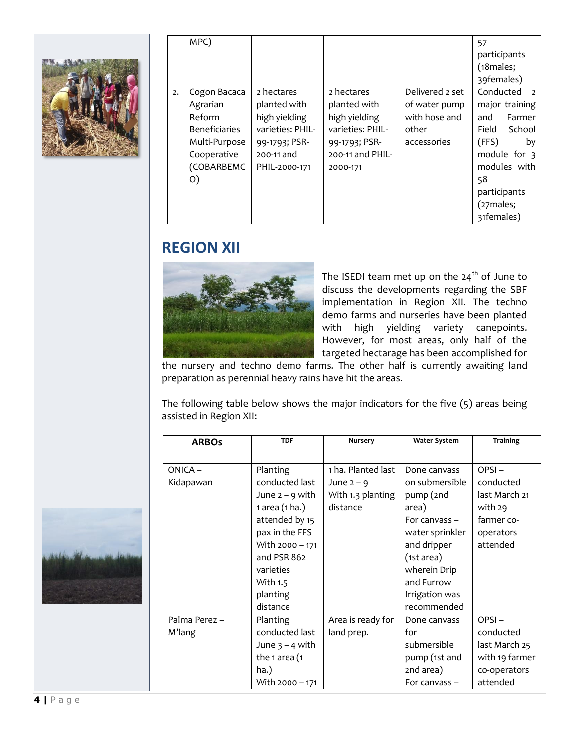| | | | | |
|---|---|---|---|---|
| MPC) | | | | 57 participants (18males; 39females) |
| 2. Cogon Bacaca Agrarian Reform Beneficiaries Multi-Purpose Cooperative (COBARBEMCO) | 2 hectares planted with high yielding varieties: PHIL-99-1793; PSR-200-11 and PHIL-2000-171 | 2 hectares planted with high yielding varieties: PHIL-99-1793; PSR-200-11 and PHIL-2000-171 | Delivered 2 set of water pump with hose and other accessories | Conducted 2 major training and Farmer Field School (FFS) by module for 3 modules with 58 participants (27males; 31females) |

## REGION XII

The ISEDI team met up on the 24th of June to discuss the developments regarding the SBF implementation in Region XII. The techno demo farms and nurseries have been planted with high yielding variety canepoints. However, for most areas, only half of the targeted hectarage has been accomplished for the nursery and techno demo farms. The other half is currently awaiting land preparation as perennial heavy rains have hit the areas.

The following table below shows the major indicators for the five (5) areas being assisted in Region XII:

| ARBOs | TDF | Nursery | Water System | Training |
|---|---|---|---|---|
| ONICA – Kidapawan | Planting conducted last June 2 – 9 with 1 area (1 ha.) attended by 15 pax in the FFS With 2000 – 171 and PSR 862 varieties With 1.5 planting distance | 1 ha. Planted last June 2 – 9 With 1.3 planting distance | Done canvass on submersible pump (2nd area) For canvass – water sprinkler and dripper (1st area) wherein Drip and Furrow Irrigation was recommended | OPSI – conducted last March 21 with 29 farmer co-operators attended |
| Palma Perez – M'lang | Planting conducted last June 3 – 4 with the 1 area (1 ha.) With 2000 – 171 | Area is ready for land prep. | Done canvass for submersible pump (1st and 2nd area) For canvass – | OPSI – conducted last March 25 with 19 farmer co-operators attended |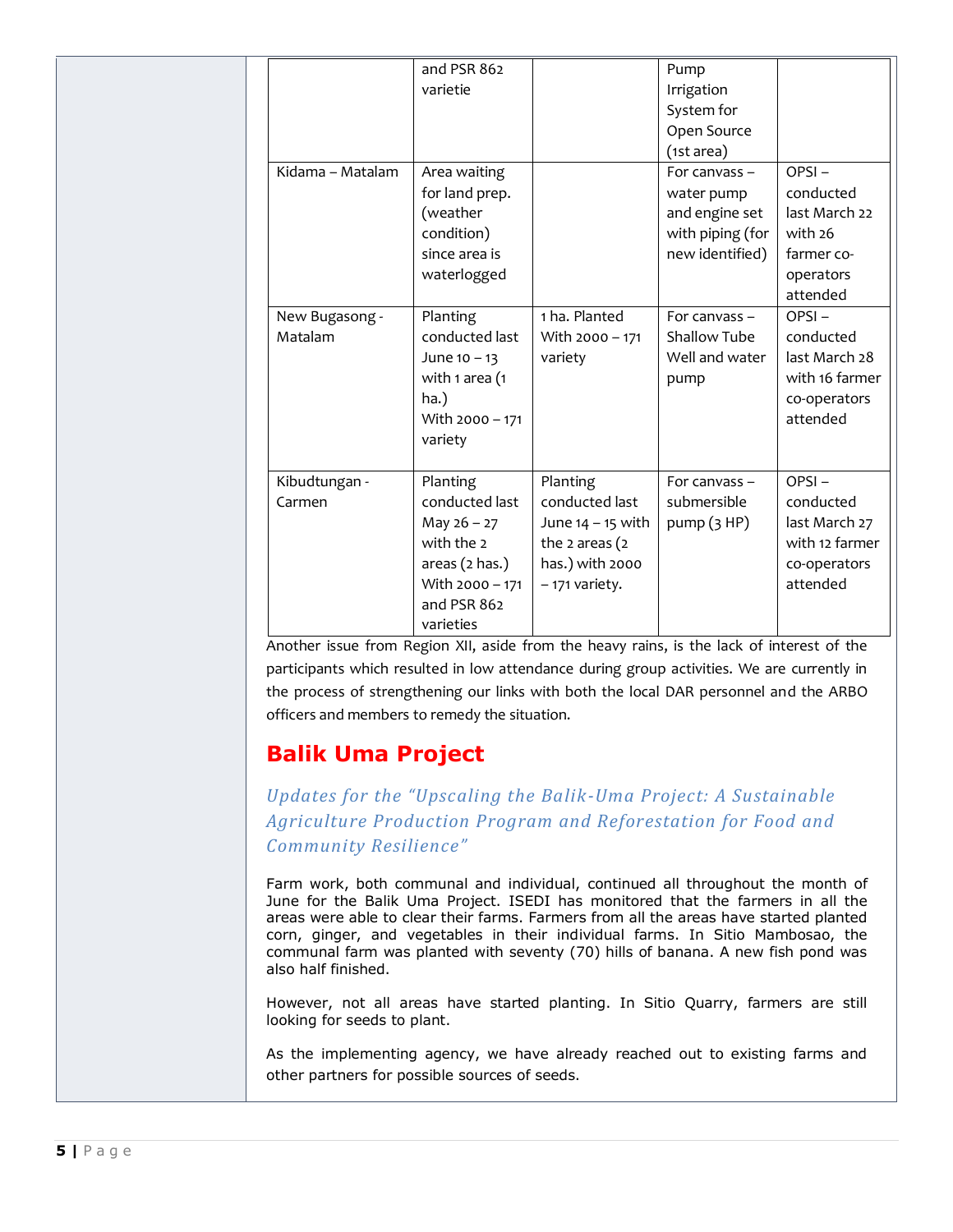| | | | | |
|---|---|---|---|---|
| | and PSR 862 varietie | | Pump Irrigation System for Open Source (1st area) | |
| Kidama – Matalam | Area waiting for land prep. (weather condition) since area is waterlogged | | For canvass – water pump and engine set with piping (for new identified) | OPSI – conducted last March 22 with 26 farmer co-operators attended |
| New Bugasong - Matalam | Planting conducted last June 10 – 13 with 1 area (1 ha.) With 2000 – 171 variety | 1 ha. Planted With 2000 – 171 variety | For canvass – Shallow Tube Well and water pump | OPSI – conducted last March 28 with 16 farmer co-operators attended |
| Kibudtungan - Carmen | Planting conducted last May 26 – 27 with the 2 areas (2 has.) With 2000 – 171 and PSR 862 varieties | Planting conducted last June 14 – 15 with the 2 areas (2 has.) with 2000 – 171 variety. | For canvass – submersible pump (3 HP) | OPSI – conducted last March 27 with 12 farmer co-operators attended |

Another issue from Region XII, aside from the heavy rains, is the lack of interest of the participants which resulted in low attendance during group activities. We are currently in the process of strengthening our links with both the local DAR personnel and the ARBO officers and members to remedy the situation.

## Balik Uma Project

### *Updates for the "Upscaling the Balik-Uma Project: A Sustainable Agriculture Production Program and Reforestation for Food and Community Resilience"*

Farm work, both communal and individual, continued all throughout the month of June for the Balik Uma Project. ISEDI has monitored that the farmers in all the areas were able to clear their farms. Farmers from all the areas have started planted corn, ginger, and vegetables in their individual farms. In Sitio Mambosao, the communal farm was planted with seventy (70) hills of banana. A new fish pond was also half finished.

However, not all areas have started planting. In Sitio Quarry, farmers are still looking for seeds to plant.

As the implementing agency, we have already reached out to existing farms and other partners for possible sources of seeds.